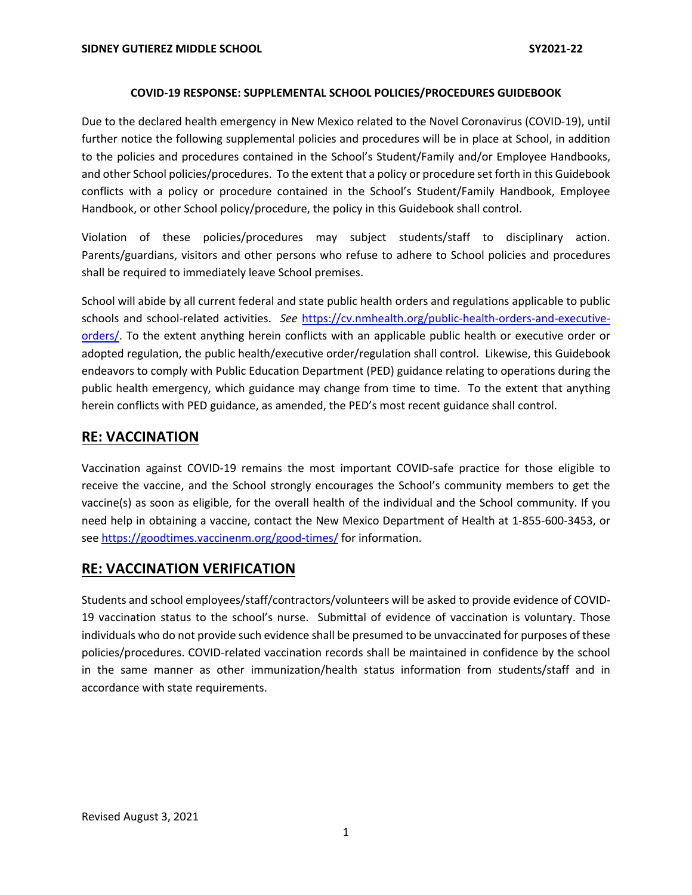# COVID-19 RESPONSE: SUPPLEMENTAL SCHOOL POLICIES/PROCEDURES GUIDEBOOK

Due to the declared health emergency in New Mexico related to the Novel Coronavirus (COVID-19), until further notice the following supplemental policies and procedures will be in place at School, in addition to the policies and procedures contained in the School's Student/Family and/or Employee Handbooks, and other School policies/procedures. To the extent that a policy or procedure set forth in this Guidebook conflicts with a policy or procedure contained in the School's Student/Family Handbook, Employee Handbook, or other School policy/procedure, the policy in this Guidebook shall control.

Violation of these policies/procedures may subject students/staff to disciplinary action. Parents/guardians, visitors and other persons who refuse to adhere to School policies and procedures shall be required to immediately leave School premises.

School will abide by all current federal and state public health orders and regulations applicable to public schools and school-related activities. *See* [https://cv.nmhealth.org/public-health-orders-and-executive-orders/](https://cv.nmhealth.org/public-health-orders-and-executive-orders/). To the extent anything herein conflicts with an applicable public health or executive order or adopted regulation, the public health/executive order/regulation shall control. Likewise, this Guidebook endeavors to comply with Public Education Department (PED) guidance relating to operations during the public health emergency, which guidance may change from time to time. To the extent that anything herein conflicts with PED guidance, as amended, the PED's most recent guidance shall control.

## RE: VACCINATION

Vaccination against COVID-19 remains the most important COVID-safe practice for those eligible to receive the vaccine, and the School strongly encourages the School's community members to get the vaccine(s) as soon as eligible, for the overall health of the individual and the School community. If you need help in obtaining a vaccine, contact the New Mexico Department of Health at 1-855-600-3453, or see [https://goodtimes.vaccinenm.org/good-times/](https://goodtimes.vaccinenm.org/good-times/) for information.

## RE: VACCINATION VERIFICATION

Students and school employees/staff/contractors/volunteers will be asked to provide evidence of COVID-19 vaccination status to the school's nurse. Submittal of evidence of vaccination is voluntary. Those individuals who do not provide such evidence shall be presumed to be unvaccinated for purposes of these policies/procedures. COVID-related vaccination records shall be maintained in confidence by the school in the same manner as other immunization/health status information from students/staff and in accordance with state requirements.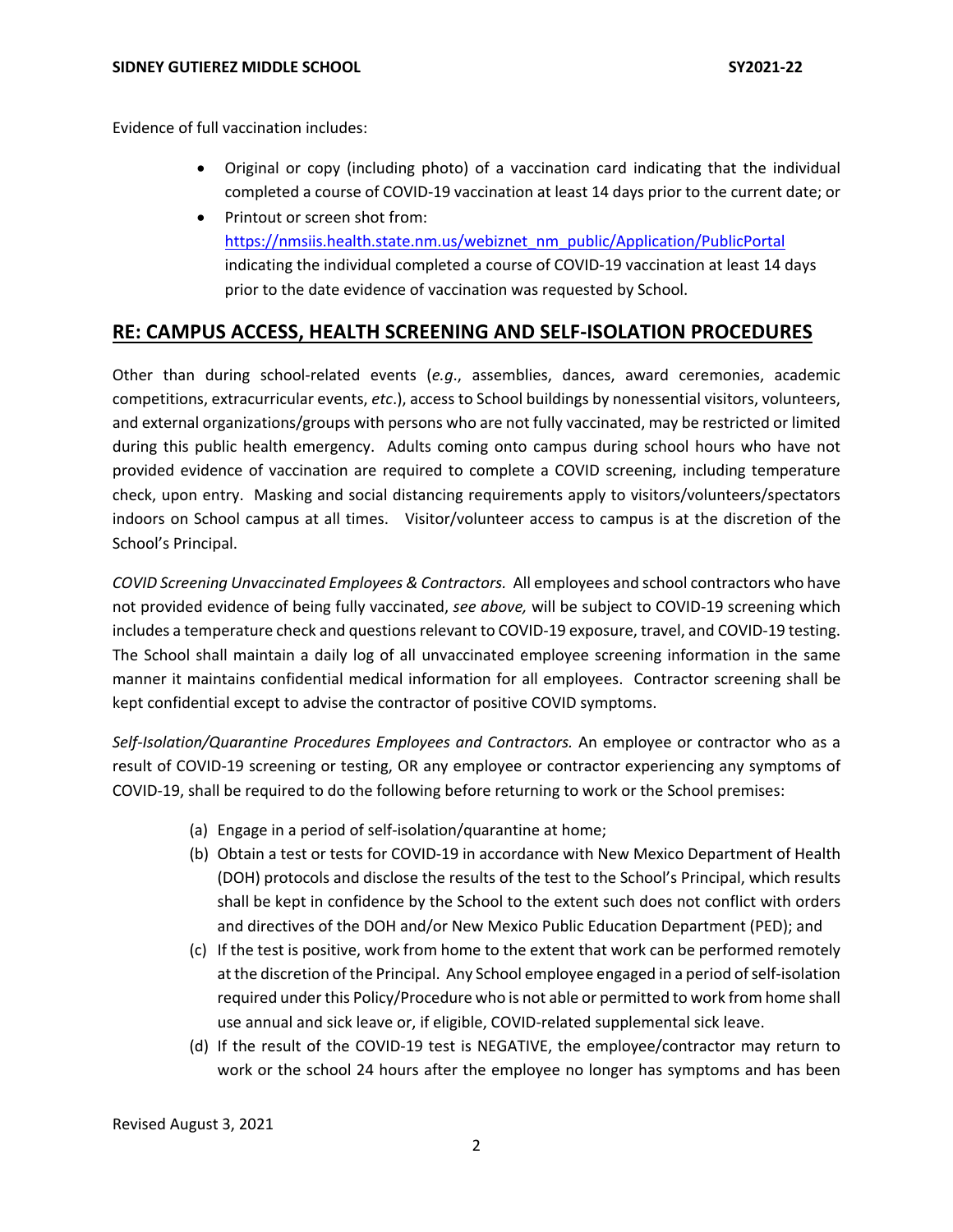Evidence of full vaccination includes:

- Original or copy (including photo) of a vaccination card indicating that the individual completed a course of COVID-19 vaccination at least 14 days prior to the current date; or
- Printout or screen shot from: https://nmsiis.health.state.nm.us/webiznet_nm_public/Application/PublicPortal indicating the individual completed a course of COVID-19 vaccination at least 14 days prior to the date evidence of vaccination was requested by School.

## RE: CAMPUS ACCESS, HEALTH SCREENING AND SELF-ISOLATION PROCEDURES

Other than during school-related events (*e.g*., assemblies, dances, award ceremonies, academic competitions, extracurricular events, *etc*.), access to School buildings by nonessential visitors, volunteers, and external organizations/groups with persons who are not fully vaccinated, may be restricted or limited during this public health emergency. Adults coming onto campus during school hours who have not provided evidence of vaccination are required to complete a COVID screening, including temperature check, upon entry. Masking and social distancing requirements apply to visitors/volunteers/spectators indoors on School campus at all times. Visitor/volunteer access to campus is at the discretion of the School's Principal.

*COVID Screening Unvaccinated Employees & Contractors.* All employees and school contractors who have not provided evidence of being fully vaccinated, *see above,* will be subject to COVID-19 screening which includes a temperature check and questions relevant to COVID-19 exposure, travel, and COVID-19 testing. The School shall maintain a daily log of all unvaccinated employee screening information in the same manner it maintains confidential medical information for all employees. Contractor screening shall be kept confidential except to advise the contractor of positive COVID symptoms.

*Self-Isolation/Quarantine Procedures Employees and Contractors.* An employee or contractor who as a result of COVID-19 screening or testing, OR any employee or contractor experiencing any symptoms of COVID-19, shall be required to do the following before returning to work or the School premises:

(a) Engage in a period of self-isolation/quarantine at home;

(b) Obtain a test or tests for COVID-19 in accordance with New Mexico Department of Health (DOH) protocols and disclose the results of the test to the School's Principal, which results shall be kept in confidence by the School to the extent such does not conflict with orders and directives of the DOH and/or New Mexico Public Education Department (PED); and

(c) If the test is positive, work from home to the extent that work can be performed remotely at the discretion of the Principal. Any School employee engaged in a period of self-isolation required under this Policy/Procedure who is not able or permitted to work from home shall use annual and sick leave or, if eligible, COVID-related supplemental sick leave.

(d) If the result of the COVID-19 test is NEGATIVE, the employee/contractor may return to work or the school 24 hours after the employee no longer has symptoms and has been

Revised August 3, 2021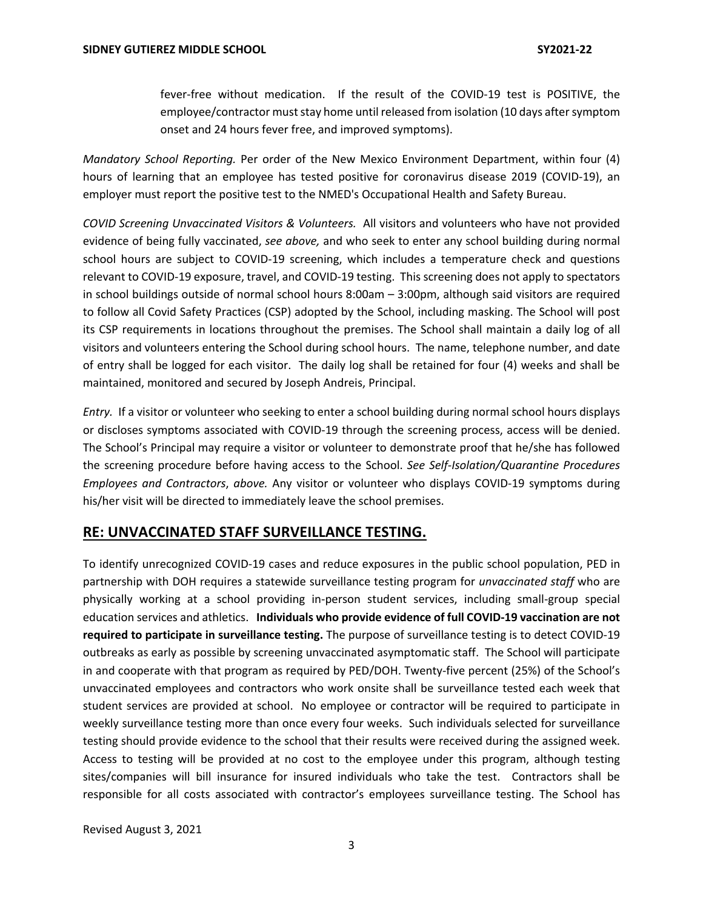fever-free without medication. If the result of the COVID-19 test is POSITIVE, the employee/contractor must stay home until released from isolation (10 days after symptom onset and 24 hours fever free, and improved symptoms).

*Mandatory School Reporting.* Per order of the New Mexico Environment Department, within four (4) hours of learning that an employee has tested positive for coronavirus disease 2019 (COVID-19), an employer must report the positive test to the NMED's Occupational Health and Safety Bureau.

*COVID Screening Unvaccinated Visitors & Volunteers.* All visitors and volunteers who have not provided evidence of being fully vaccinated, *see above,* and who seek to enter any school building during normal school hours are subject to COVID-19 screening, which includes a temperature check and questions relevant to COVID-19 exposure, travel, and COVID-19 testing. This screening does not apply to spectators in school buildings outside of normal school hours 8:00am – 3:00pm, although said visitors are required to follow all Covid Safety Practices (CSP) adopted by the School, including masking. The School will post its CSP requirements in locations throughout the premises. The School shall maintain a daily log of all visitors and volunteers entering the School during school hours. The name, telephone number, and date of entry shall be logged for each visitor. The daily log shall be retained for four (4) weeks and shall be maintained, monitored and secured by Joseph Andreis, Principal.

*Entry.* If a visitor or volunteer who seeking to enter a school building during normal school hours displays or discloses symptoms associated with COVID-19 through the screening process, access will be denied. The School's Principal may require a visitor or volunteer to demonstrate proof that he/she has followed the screening procedure before having access to the School. *See Self-Isolation/Quarantine Procedures Employees and Contractors*, *above.* Any visitor or volunteer who displays COVID-19 symptoms during his/her visit will be directed to immediately leave the school premises.

## RE: UNVACCINATED STAFF SURVEILLANCE TESTING.

To identify unrecognized COVID-19 cases and reduce exposures in the public school population, PED in partnership with DOH requires a statewide surveillance testing program for *unvaccinated staff* who are physically working at a school providing in-person student services, including small-group special education services and athletics. **Individuals who provide evidence of full COVID-19 vaccination are not required to participate in surveillance testing.** The purpose of surveillance testing is to detect COVID-19 outbreaks as early as possible by screening unvaccinated asymptomatic staff. The School will participate in and cooperate with that program as required by PED/DOH. Twenty-five percent (25%) of the School's unvaccinated employees and contractors who work onsite shall be surveillance tested each week that student services are provided at school. No employee or contractor will be required to participate in weekly surveillance testing more than once every four weeks. Such individuals selected for surveillance testing should provide evidence to the school that their results were received during the assigned week. Access to testing will be provided at no cost to the employee under this program, although testing sites/companies will bill insurance for insured individuals who take the test. Contractors shall be responsible for all costs associated with contractor's employees surveillance testing. The School has

Revised August 3, 2021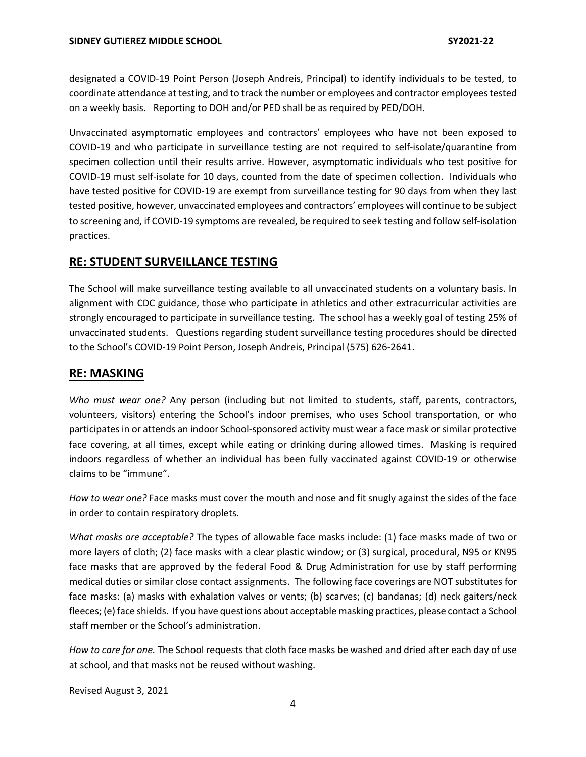designated a COVID-19 Point Person (Joseph Andreis, Principal) to identify individuals to be tested, to coordinate attendance at testing, and to track the number or employees and contractor employees tested on a weekly basis. Reporting to DOH and/or PED shall be as required by PED/DOH.

Unvaccinated asymptomatic employees and contractors' employees who have not been exposed to COVID-19 and who participate in surveillance testing are not required to self-isolate/quarantine from specimen collection until their results arrive. However, asymptomatic individuals who test positive for COVID-19 must self-isolate for 10 days, counted from the date of specimen collection. Individuals who have tested positive for COVID-19 are exempt from surveillance testing for 90 days from when they last tested positive, however, unvaccinated employees and contractors' employees will continue to be subject to screening and, if COVID-19 symptoms are revealed, be required to seek testing and follow self-isolation practices.

## RE: STUDENT SURVEILLANCE TESTING

The School will make surveillance testing available to all unvaccinated students on a voluntary basis. In alignment with CDC guidance, those who participate in athletics and other extracurricular activities are strongly encouraged to participate in surveillance testing. The school has a weekly goal of testing 25% of unvaccinated students. Questions regarding student surveillance testing procedures should be directed to the School's COVID-19 Point Person, Joseph Andreis, Principal (575) 626-2641.

## RE: MASKING

*Who must wear one?* Any person (including but not limited to students, staff, parents, contractors, volunteers, visitors) entering the School's indoor premises, who uses School transportation, or who participates in or attends an indoor School-sponsored activity must wear a face mask or similar protective face covering, at all times, except while eating or drinking during allowed times. Masking is required indoors regardless of whether an individual has been fully vaccinated against COVID-19 or otherwise claims to be "immune".

*How to wear one?* Face masks must cover the mouth and nose and fit snugly against the sides of the face in order to contain respiratory droplets.

*What masks are acceptable?* The types of allowable face masks include: (1) face masks made of two or more layers of cloth; (2) face masks with a clear plastic window; or (3) surgical, procedural, N95 or KN95 face masks that are approved by the federal Food & Drug Administration for use by staff performing medical duties or similar close contact assignments. The following face coverings are NOT substitutes for face masks: (a) masks with exhalation valves or vents; (b) scarves; (c) bandanas; (d) neck gaiters/neck fleeces; (e) face shields. If you have questions about acceptable masking practices, please contact a School staff member or the School's administration.

*How to care for one.* The School requests that cloth face masks be washed and dried after each day of use at school, and that masks not be reused without washing.

Revised August 3, 2021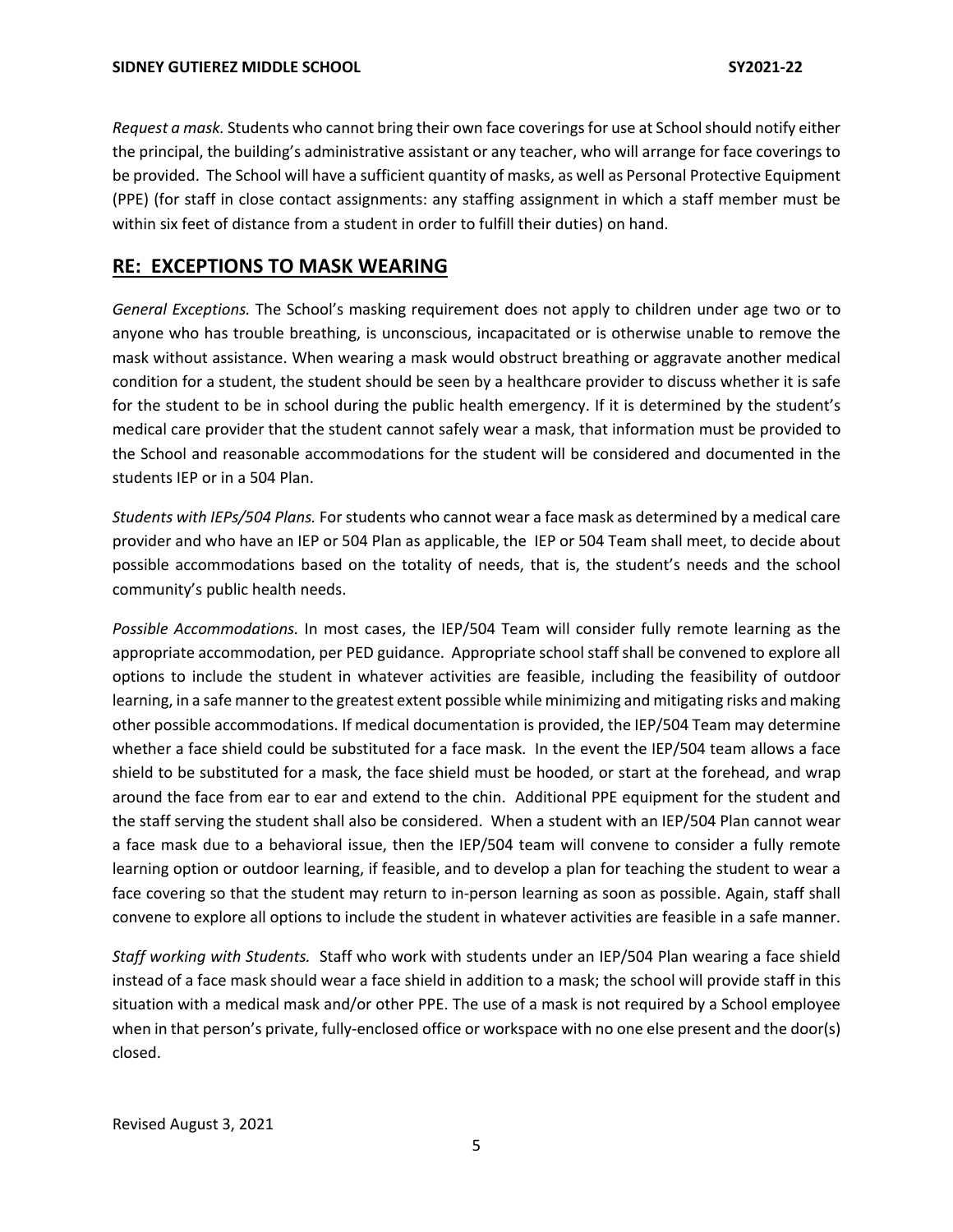*Request a mask.* Students who cannot bring their own face coverings for use at School should notify either the principal, the building's administrative assistant or any teacher, who will arrange for face coverings to be provided. The School will have a sufficient quantity of masks, as well as Personal Protective Equipment (PPE) (for staff in close contact assignments: any staffing assignment in which a staff member must be within six feet of distance from a student in order to fulfill their duties) on hand.

## RE: EXCEPTIONS TO MASK WEARING

*General Exceptions.* The School's masking requirement does not apply to children under age two or to anyone who has trouble breathing, is unconscious, incapacitated or is otherwise unable to remove the mask without assistance. When wearing a mask would obstruct breathing or aggravate another medical condition for a student, the student should be seen by a healthcare provider to discuss whether it is safe for the student to be in school during the public health emergency. If it is determined by the student's medical care provider that the student cannot safely wear a mask, that information must be provided to the School and reasonable accommodations for the student will be considered and documented in the students IEP or in a 504 Plan.

*Students with IEPs/504 Plans.* For students who cannot wear a face mask as determined by a medical care provider and who have an IEP or 504 Plan as applicable, the IEP or 504 Team shall meet, to decide about possible accommodations based on the totality of needs, that is, the student's needs and the school community's public health needs.

*Possible Accommodations.* In most cases, the IEP/504 Team will consider fully remote learning as the appropriate accommodation, per PED guidance. Appropriate school staff shall be convened to explore all options to include the student in whatever activities are feasible, including the feasibility of outdoor learning, in a safe manner to the greatest extent possible while minimizing and mitigating risks and making other possible accommodations. If medical documentation is provided, the IEP/504 Team may determine whether a face shield could be substituted for a face mask. In the event the IEP/504 team allows a face shield to be substituted for a mask, the face shield must be hooded, or start at the forehead, and wrap around the face from ear to ear and extend to the chin. Additional PPE equipment for the student and the staff serving the student shall also be considered. When a student with an IEP/504 Plan cannot wear a face mask due to a behavioral issue, then the IEP/504 team will convene to consider a fully remote learning option or outdoor learning, if feasible, and to develop a plan for teaching the student to wear a face covering so that the student may return to in-person learning as soon as possible. Again, staff shall convene to explore all options to include the student in whatever activities are feasible in a safe manner.

*Staff working with Students.* Staff who work with students under an IEP/504 Plan wearing a face shield instead of a face mask should wear a face shield in addition to a mask; the school will provide staff in this situation with a medical mask and/or other PPE. The use of a mask is not required by a School employee when in that person's private, fully-enclosed office or workspace with no one else present and the door(s) closed.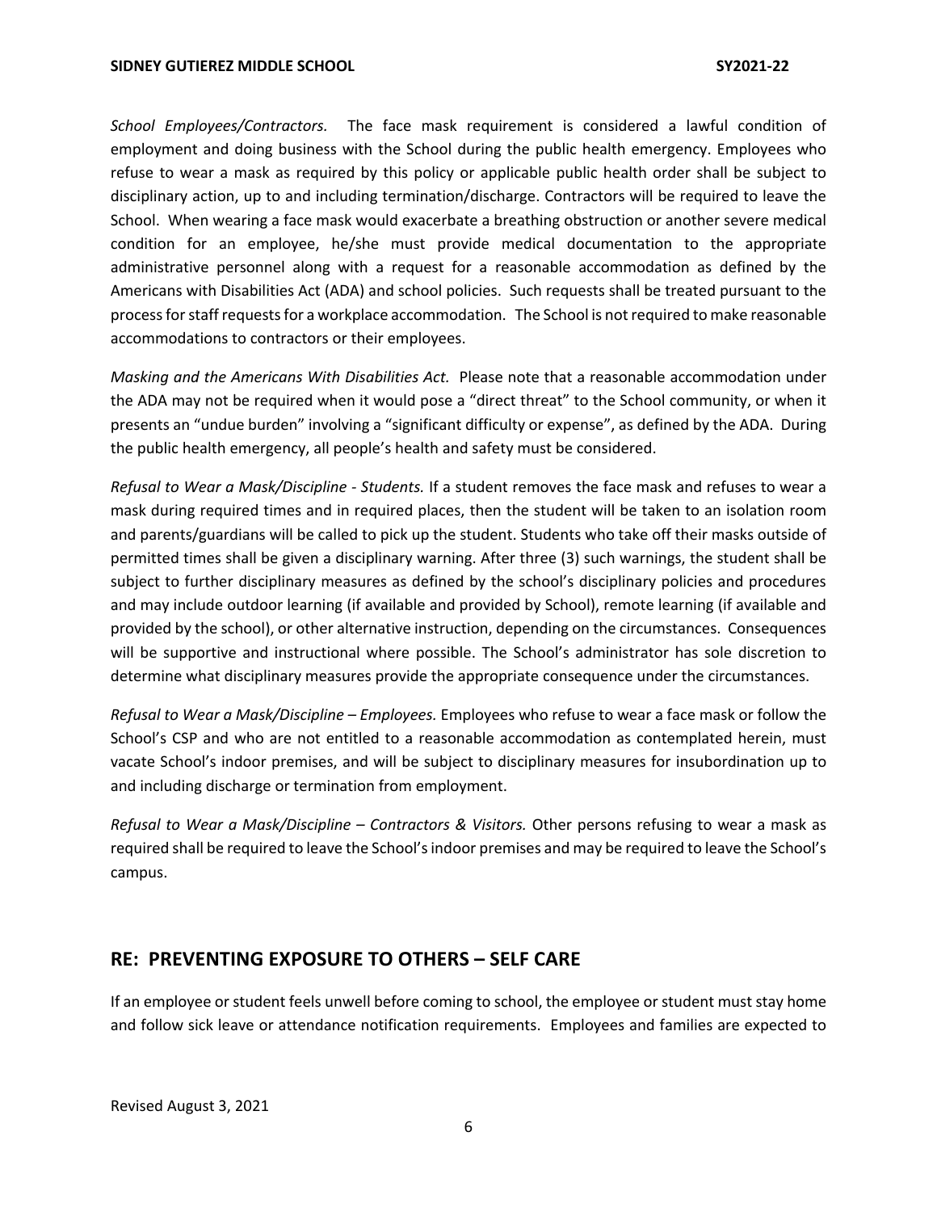*School Employees/Contractors.* The face mask requirement is considered a lawful condition of employment and doing business with the School during the public health emergency. Employees who refuse to wear a mask as required by this policy or applicable public health order shall be subject to disciplinary action, up to and including termination/discharge. Contractors will be required to leave the School. When wearing a face mask would exacerbate a breathing obstruction or another severe medical condition for an employee, he/she must provide medical documentation to the appropriate administrative personnel along with a request for a reasonable accommodation as defined by the Americans with Disabilities Act (ADA) and school policies. Such requests shall be treated pursuant to the process for staff requests for a workplace accommodation. The School is not required to make reasonable accommodations to contractors or their employees.

*Masking and the Americans With Disabilities Act.* Please note that a reasonable accommodation under the ADA may not be required when it would pose a "direct threat" to the School community, or when it presents an "undue burden" involving a "significant difficulty or expense", as defined by the ADA. During the public health emergency, all people's health and safety must be considered.

*Refusal to Wear a Mask/Discipline - Students.* If a student removes the face mask and refuses to wear a mask during required times and in required places, then the student will be taken to an isolation room and parents/guardians will be called to pick up the student. Students who take off their masks outside of permitted times shall be given a disciplinary warning. After three (3) such warnings, the student shall be subject to further disciplinary measures as defined by the school's disciplinary policies and procedures and may include outdoor learning (if available and provided by School), remote learning (if available and provided by the school), or other alternative instruction, depending on the circumstances. Consequences will be supportive and instructional where possible. The School's administrator has sole discretion to determine what disciplinary measures provide the appropriate consequence under the circumstances.

*Refusal to Wear a Mask/Discipline – Employees.* Employees who refuse to wear a face mask or follow the School's CSP and who are not entitled to a reasonable accommodation as contemplated herein, must vacate School's indoor premises, and will be subject to disciplinary measures for insubordination up to and including discharge or termination from employment.

*Refusal to Wear a Mask/Discipline – Contractors & Visitors.* Other persons refusing to wear a mask as required shall be required to leave the School's indoor premises and may be required to leave the School's campus.

## RE: PREVENTING EXPOSURE TO OTHERS – SELF CARE

If an employee or student feels unwell before coming to school, the employee or student must stay home and follow sick leave or attendance notification requirements. Employees and families are expected to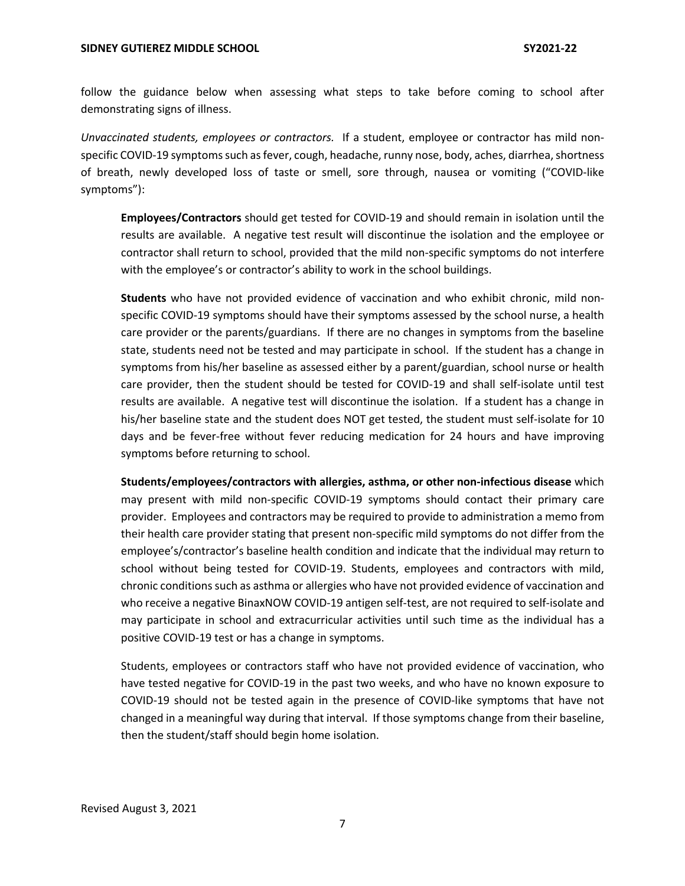follow the guidance below when assessing what steps to take before coming to school after demonstrating signs of illness.

*Unvaccinated students, employees or contractors.* If a student, employee or contractor has mild non-specific COVID-19 symptoms such as fever, cough, headache, runny nose, body, aches, diarrhea, shortness of breath, newly developed loss of taste or smell, sore through, nausea or vomiting ("COVID-like symptoms"):

> **Employees/Contractors** should get tested for COVID-19 and should remain in isolation until the results are available. A negative test result will discontinue the isolation and the employee or contractor shall return to school, provided that the mild non-specific symptoms do not interfere with the employee's or contractor's ability to work in the school buildings.
>
> **Students** who have not provided evidence of vaccination and who exhibit chronic, mild non-specific COVID-19 symptoms should have their symptoms assessed by the school nurse, a health care provider or the parents/guardians. If there are no changes in symptoms from the baseline state, students need not be tested and may participate in school. If the student has a change in symptoms from his/her baseline as assessed either by a parent/guardian, school nurse or health care provider, then the student should be tested for COVID-19 and shall self-isolate until test results are available. A negative test will discontinue the isolation. If a student has a change in his/her baseline state and the student does NOT get tested, the student must self-isolate for 10 days and be fever-free without fever reducing medication for 24 hours and have improving symptoms before returning to school.
>
> **Students/employees/contractors with allergies, asthma, or other non-infectious disease** which may present with mild non-specific COVID-19 symptoms should contact their primary care provider. Employees and contractors may be required to provide to administration a memo from their health care provider stating that present non-specific mild symptoms do not differ from the employee's/contractor's baseline health condition and indicate that the individual may return to school without being tested for COVID-19. Students, employees and contractors with mild, chronic conditions such as asthma or allergies who have not provided evidence of vaccination and who receive a negative BinaxNOW COVID-19 antigen self-test, are not required to self-isolate and may participate in school and extracurricular activities until such time as the individual has a positive COVID-19 test or has a change in symptoms.
>
> Students, employees or contractors staff who have not provided evidence of vaccination, who have tested negative for COVID-19 in the past two weeks, and who have no known exposure to COVID-19 should not be tested again in the presence of COVID-like symptoms that have not changed in a meaningful way during that interval. If those symptoms change from their baseline, then the student/staff should begin home isolation.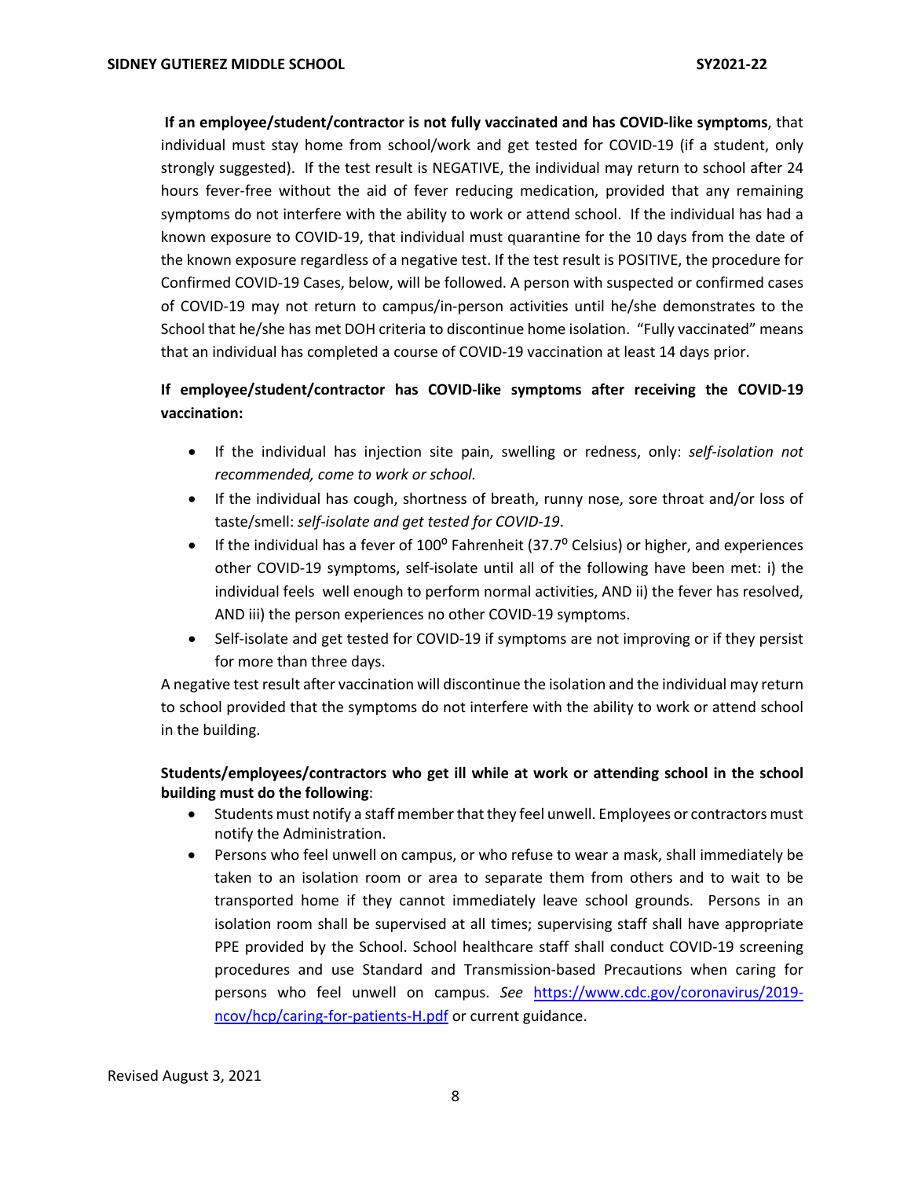**If an employee/student/contractor is not fully vaccinated and has COVID-like symptoms**, that individual must stay home from school/work and get tested for COVID-19 (if a student, only strongly suggested). If the test result is NEGATIVE, the individual may return to school after 24 hours fever-free without the aid of fever reducing medication, provided that any remaining symptoms do not interfere with the ability to work or attend school. If the individual has had a known exposure to COVID-19, that individual must quarantine for the 10 days from the date of the known exposure regardless of a negative test. If the test result is POSITIVE, the procedure for Confirmed COVID-19 Cases, below, will be followed. A person with suspected or confirmed cases of COVID-19 may not return to campus/in-person activities until he/she demonstrates to the School that he/she has met DOH criteria to discontinue home isolation. "Fully vaccinated" means that an individual has completed a course of COVID-19 vaccination at least 14 days prior.

**If employee/student/contractor has COVID-like symptoms after receiving the COVID-19 vaccination:**

- If the individual has injection site pain, swelling or redness, only: *self-isolation not recommended, come to work or school.*
- If the individual has cough, shortness of breath, runny nose, sore throat and/or loss of taste/smell: *self-isolate and get tested for COVID-19*.
- If the individual has a fever of 100° Fahrenheit (37.7° Celsius) or higher, and experiences other COVID-19 symptoms, self-isolate until all of the following have been met: i) the individual feels well enough to perform normal activities, AND ii) the fever has resolved, AND iii) the person experiences no other COVID-19 symptoms.
- Self-isolate and get tested for COVID-19 if symptoms are not improving or if they persist for more than three days.

A negative test result after vaccination will discontinue the isolation and the individual may return to school provided that the symptoms do not interfere with the ability to work or attend school in the building.

**Students/employees/contractors who get ill while at work or attending school in the school building must do the following**:

- Students must notify a staff member that they feel unwell. Employees or contractors must notify the Administration.
- Persons who feel unwell on campus, or who refuse to wear a mask, shall immediately be taken to an isolation room or area to separate them from others and to wait to be transported home if they cannot immediately leave school grounds. Persons in an isolation room shall be supervised at all times; supervising staff shall have appropriate PPE provided by the School. School healthcare staff shall conduct COVID-19 screening procedures and use Standard and Transmission-based Precautions when caring for persons who feel unwell on campus. *See* [https://www.cdc.gov/coronavirus/2019-ncov/hcp/caring-for-patients-H.pdf](https://www.cdc.gov/coronavirus/2019-ncov/hcp/caring-for-patients-H.pdf) or current guidance.

Revised August 3, 2021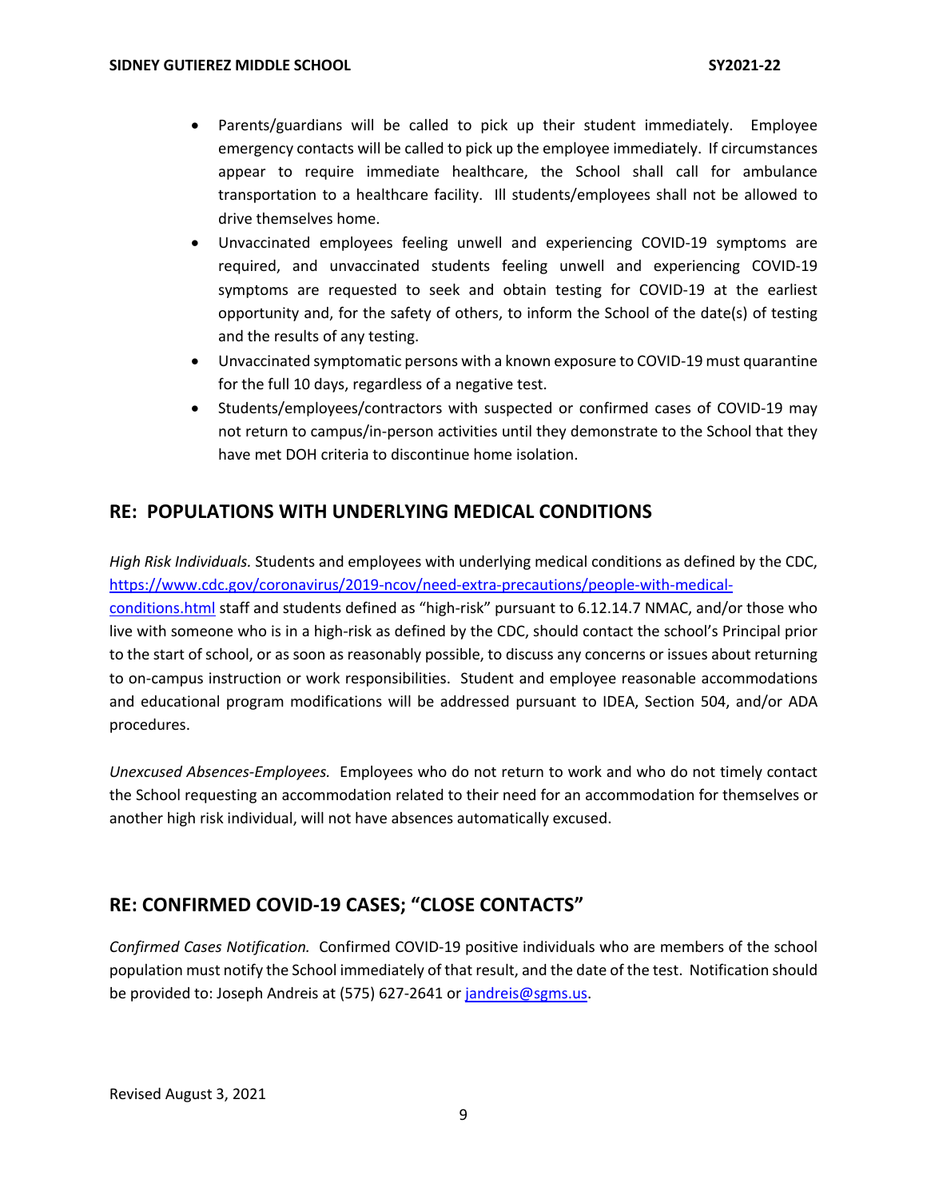- Parents/guardians will be called to pick up their student immediately. Employee emergency contacts will be called to pick up the employee immediately. If circumstances appear to require immediate healthcare, the School shall call for ambulance transportation to a healthcare facility. Ill students/employees shall not be allowed to drive themselves home.
- Unvaccinated employees feeling unwell and experiencing COVID-19 symptoms are required, and unvaccinated students feeling unwell and experiencing COVID-19 symptoms are requested to seek and obtain testing for COVID-19 at the earliest opportunity and, for the safety of others, to inform the School of the date(s) of testing and the results of any testing.
- Unvaccinated symptomatic persons with a known exposure to COVID-19 must quarantine for the full 10 days, regardless of a negative test.
- Students/employees/contractors with suspected or confirmed cases of COVID-19 may not return to campus/in-person activities until they demonstrate to the School that they have met DOH criteria to discontinue home isolation.

## RE: POPULATIONS WITH UNDERLYING MEDICAL CONDITIONS

*High Risk Individuals.* Students and employees with underlying medical conditions as defined by the CDC, [https://www.cdc.gov/coronavirus/2019-ncov/need-extra-precautions/people-with-medical-conditions.html](https://www.cdc.gov/coronavirus/2019-ncov/need-extra-precautions/people-with-medical-conditions.html) staff and students defined as "high-risk" pursuant to 6.12.14.7 NMAC, and/or those who live with someone who is in a high-risk as defined by the CDC, should contact the school's Principal prior to the start of school, or as soon as reasonably possible, to discuss any concerns or issues about returning to on-campus instruction or work responsibilities. Student and employee reasonable accommodations and educational program modifications will be addressed pursuant to IDEA, Section 504, and/or ADA procedures.

*Unexcused Absences-Employees.* Employees who do not return to work and who do not timely contact the School requesting an accommodation related to their need for an accommodation for themselves or another high risk individual, will not have absences automatically excused.

## RE: CONFIRMED COVID-19 CASES; "CLOSE CONTACTS"

*Confirmed Cases Notification.* Confirmed COVID-19 positive individuals who are members of the school population must notify the School immediately of that result, and the date of the test. Notification should be provided to: Joseph Andreis at (575) 627-2641 or [jandreis@sgms.us](mailto:jandreis@sgms.us).

Revised August 3, 2021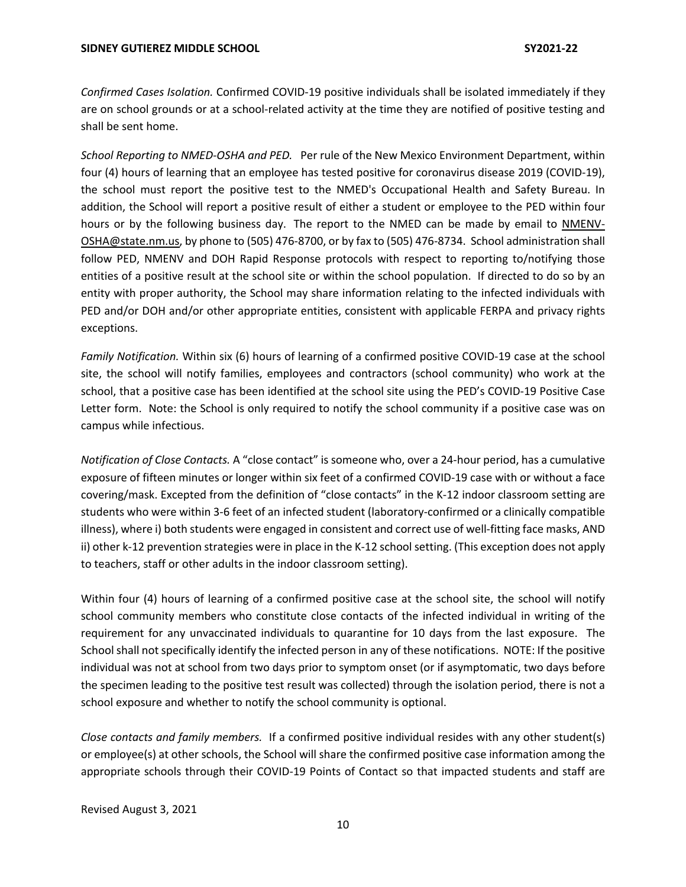*Confirmed Cases Isolation.* Confirmed COVID-19 positive individuals shall be isolated immediately if they are on school grounds or at a school-related activity at the time they are notified of positive testing and shall be sent home.

*School Reporting to NMED-OSHA and PED.* Per rule of the New Mexico Environment Department, within four (4) hours of learning that an employee has tested positive for coronavirus disease 2019 (COVID-19), the school must report the positive test to the NMED's Occupational Health and Safety Bureau. In addition, the School will report a positive result of either a student or employee to the PED within four hours or by the following business day. The report to the NMED can be made by email to NMENV-OSHA@state.nm.us, by phone to (505) 476-8700, or by fax to (505) 476-8734. School administration shall follow PED, NMENV and DOH Rapid Response protocols with respect to reporting to/notifying those entities of a positive result at the school site or within the school population. If directed to do so by an entity with proper authority, the School may share information relating to the infected individuals with PED and/or DOH and/or other appropriate entities, consistent with applicable FERPA and privacy rights exceptions.

*Family Notification.* Within six (6) hours of learning of a confirmed positive COVID-19 case at the school site, the school will notify families, employees and contractors (school community) who work at the school, that a positive case has been identified at the school site using the PED's COVID-19 Positive Case Letter form. Note: the School is only required to notify the school community if a positive case was on campus while infectious.

*Notification of Close Contacts.* A "close contact" is someone who, over a 24-hour period, has a cumulative exposure of fifteen minutes or longer within six feet of a confirmed COVID-19 case with or without a face covering/mask. Excepted from the definition of "close contacts" in the K-12 indoor classroom setting are students who were within 3-6 feet of an infected student (laboratory-confirmed or a clinically compatible illness), where i) both students were engaged in consistent and correct use of well-fitting face masks, AND ii) other k-12 prevention strategies were in place in the K-12 school setting. (This exception does not apply to teachers, staff or other adults in the indoor classroom setting).

Within four (4) hours of learning of a confirmed positive case at the school site, the school will notify school community members who constitute close contacts of the infected individual in writing of the requirement for any unvaccinated individuals to quarantine for 10 days from the last exposure. The School shall not specifically identify the infected person in any of these notifications. NOTE: If the positive individual was not at school from two days prior to symptom onset (or if asymptomatic, two days before the specimen leading to the positive test result was collected) through the isolation period, there is not a school exposure and whether to notify the school community is optional.

*Close contacts and family members.* If a confirmed positive individual resides with any other student(s) or employee(s) at other schools, the School will share the confirmed positive case information among the appropriate schools through their COVID-19 Points of Contact so that impacted students and staff are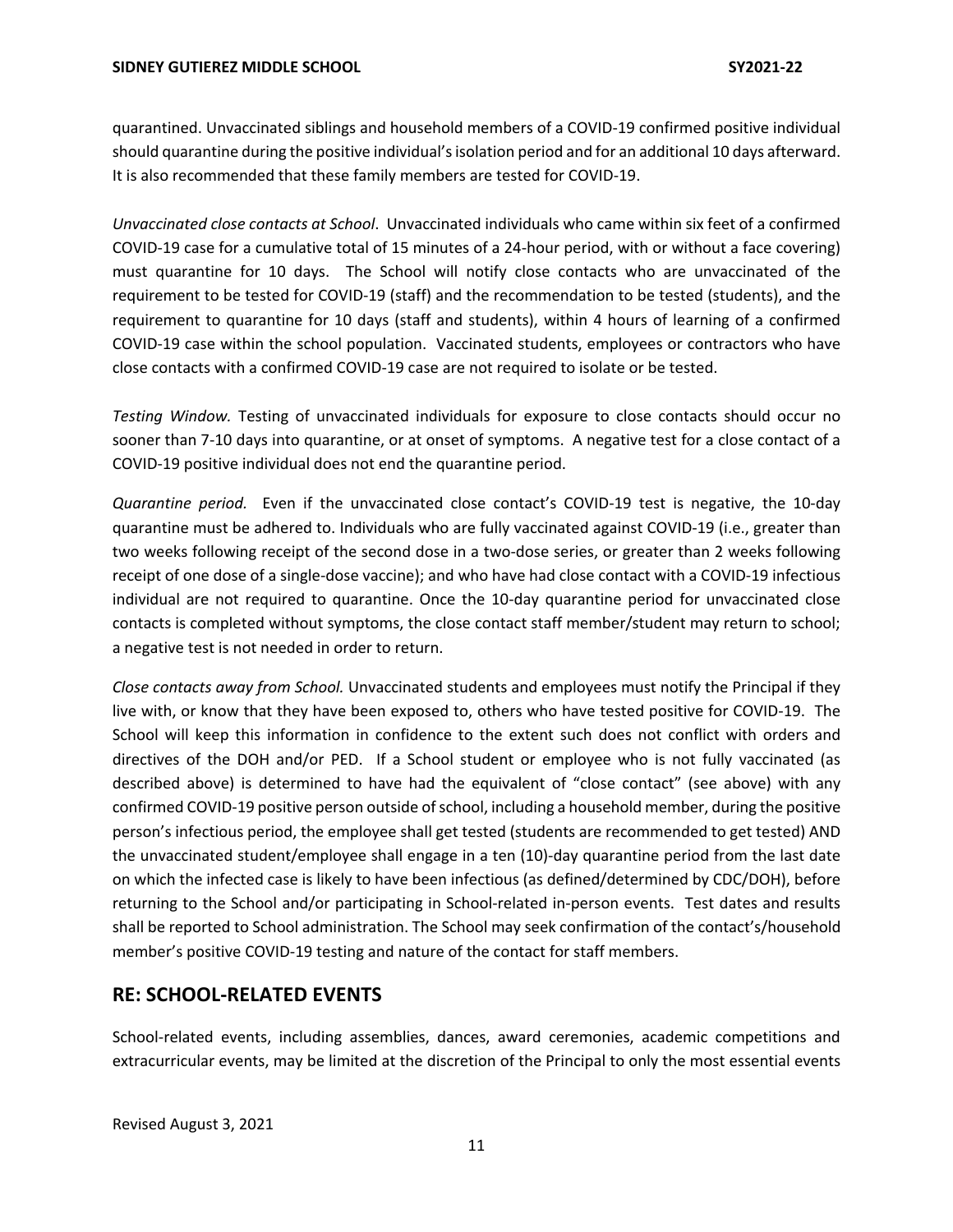quarantined. Unvaccinated siblings and household members of a COVID-19 confirmed positive individual should quarantine during the positive individual's isolation period and for an additional 10 days afterward. It is also recommended that these family members are tested for COVID-19.

*Unvaccinated close contacts at School*. Unvaccinated individuals who came within six feet of a confirmed COVID-19 case for a cumulative total of 15 minutes of a 24-hour period, with or without a face covering) must quarantine for 10 days. The School will notify close contacts who are unvaccinated of the requirement to be tested for COVID-19 (staff) and the recommendation to be tested (students), and the requirement to quarantine for 10 days (staff and students), within 4 hours of learning of a confirmed COVID-19 case within the school population. Vaccinated students, employees or contractors who have close contacts with a confirmed COVID-19 case are not required to isolate or be tested.

*Testing Window.* Testing of unvaccinated individuals for exposure to close contacts should occur no sooner than 7-10 days into quarantine, or at onset of symptoms. A negative test for a close contact of a COVID-19 positive individual does not end the quarantine period.

*Quarantine period.* Even if the unvaccinated close contact's COVID-19 test is negative, the 10-day quarantine must be adhered to. Individuals who are fully vaccinated against COVID-19 (i.e., greater than two weeks following receipt of the second dose in a two-dose series, or greater than 2 weeks following receipt of one dose of a single-dose vaccine); and who have had close contact with a COVID-19 infectious individual are not required to quarantine. Once the 10-day quarantine period for unvaccinated close contacts is completed without symptoms, the close contact staff member/student may return to school; a negative test is not needed in order to return.

*Close contacts away from School.* Unvaccinated students and employees must notify the Principal if they live with, or know that they have been exposed to, others who have tested positive for COVID-19. The School will keep this information in confidence to the extent such does not conflict with orders and directives of the DOH and/or PED. If a School student or employee who is not fully vaccinated (as described above) is determined to have had the equivalent of "close contact" (see above) with any confirmed COVID-19 positive person outside of school, including a household member, during the positive person's infectious period, the employee shall get tested (students are recommended to get tested) AND the unvaccinated student/employee shall engage in a ten (10)-day quarantine period from the last date on which the infected case is likely to have been infectious (as defined/determined by CDC/DOH), before returning to the School and/or participating in School-related in-person events. Test dates and results shall be reported to School administration. The School may seek confirmation of the contact's/household member's positive COVID-19 testing and nature of the contact for staff members.

## RE: SCHOOL-RELATED EVENTS

School-related events, including assemblies, dances, award ceremonies, academic competitions and extracurricular events, may be limited at the discretion of the Principal to only the most essential events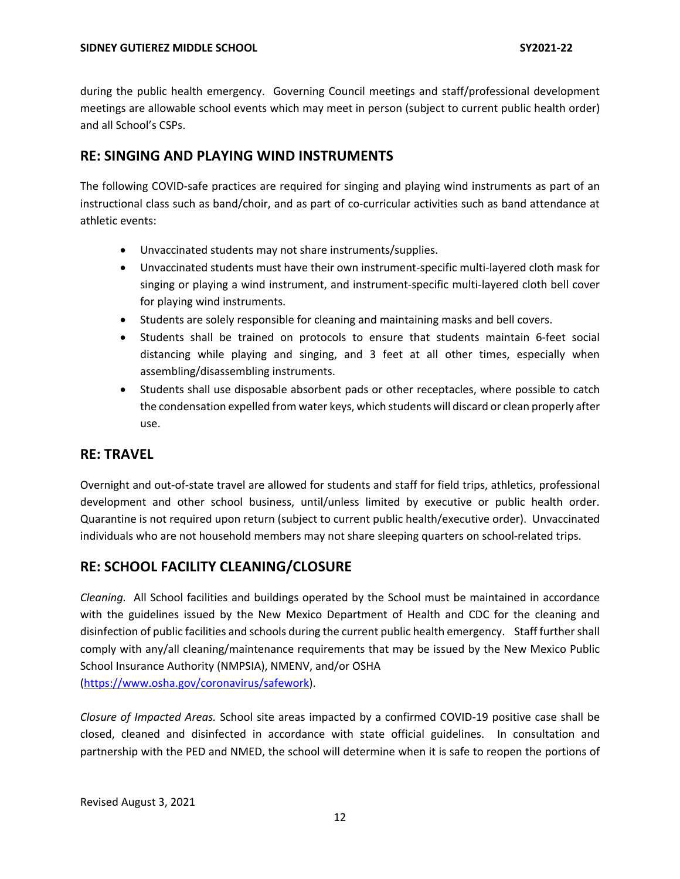during the public health emergency. Governing Council meetings and staff/professional development meetings are allowable school events which may meet in person (subject to current public health order) and all School's CSPs.

## RE: SINGING AND PLAYING WIND INSTRUMENTS

The following COVID-safe practices are required for singing and playing wind instruments as part of an instructional class such as band/choir, and as part of co-curricular activities such as band attendance at athletic events:

- Unvaccinated students may not share instruments/supplies.
- Unvaccinated students must have their own instrument-specific multi-layered cloth mask for singing or playing a wind instrument, and instrument-specific multi-layered cloth bell cover for playing wind instruments.
- Students are solely responsible for cleaning and maintaining masks and bell covers.
- Students shall be trained on protocols to ensure that students maintain 6-feet social distancing while playing and singing, and 3 feet at all other times, especially when assembling/disassembling instruments.
- Students shall use disposable absorbent pads or other receptacles, where possible to catch the condensation expelled from water keys, which students will discard or clean properly after use.

## RE: TRAVEL

Overnight and out-of-state travel are allowed for students and staff for field trips, athletics, professional development and other school business, until/unless limited by executive or public health order. Quarantine is not required upon return (subject to current public health/executive order). Unvaccinated individuals who are not household members may not share sleeping quarters on school-related trips.

## RE: SCHOOL FACILITY CLEANING/CLOSURE

*Cleaning.* All School facilities and buildings operated by the School must be maintained in accordance with the guidelines issued by the New Mexico Department of Health and CDC for the cleaning and disinfection of public facilities and schools during the current public health emergency. Staff further shall comply with any/all cleaning/maintenance requirements that may be issued by the New Mexico Public School Insurance Authority (NMPSIA), NMENV, and/or OSHA (https://www.osha.gov/coronavirus/safework).

*Closure of Impacted Areas.* School site areas impacted by a confirmed COVID-19 positive case shall be closed, cleaned and disinfected in accordance with state official guidelines. In consultation and partnership with the PED and NMED, the school will determine when it is safe to reopen the portions of

Revised August 3, 2021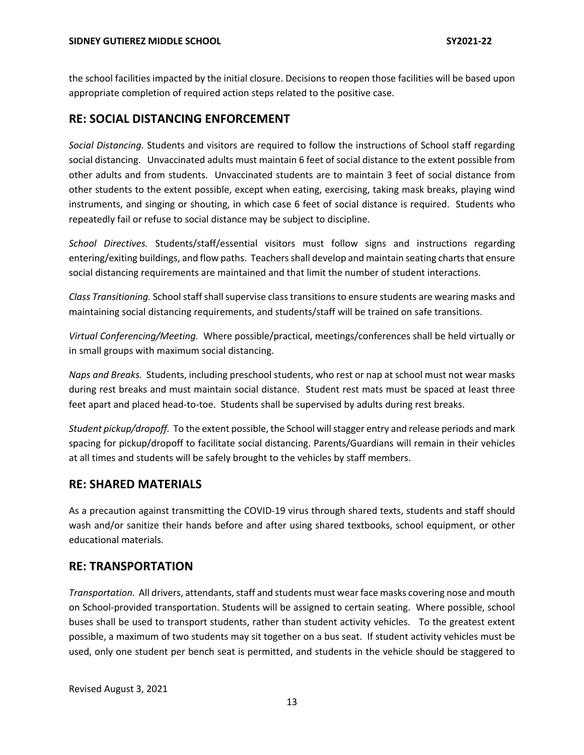the school facilities impacted by the initial closure. Decisions to reopen those facilities will be based upon appropriate completion of required action steps related to the positive case.

## RE: SOCIAL DISTANCING ENFORCEMENT

*Social Distancing.* Students and visitors are required to follow the instructions of School staff regarding social distancing. Unvaccinated adults must maintain 6 feet of social distance to the extent possible from other adults and from students. Unvaccinated students are to maintain 3 feet of social distance from other students to the extent possible, except when eating, exercising, taking mask breaks, playing wind instruments, and singing or shouting, in which case 6 feet of social distance is required. Students who repeatedly fail or refuse to social distance may be subject to discipline.

*School Directives.* Students/staff/essential visitors must follow signs and instructions regarding entering/exiting buildings, and flow paths. Teachers shall develop and maintain seating charts that ensure social distancing requirements are maintained and that limit the number of student interactions.

*Class Transitioning.* School staff shall supervise class transitions to ensure students are wearing masks and maintaining social distancing requirements, and students/staff will be trained on safe transitions.

*Virtual Conferencing/Meeting.* Where possible/practical, meetings/conferences shall be held virtually or in small groups with maximum social distancing.

*Naps and Breaks.* Students, including preschool students, who rest or nap at school must not wear masks during rest breaks and must maintain social distance. Student rest mats must be spaced at least three feet apart and placed head-to-toe. Students shall be supervised by adults during rest breaks.

*Student pickup/dropoff.* To the extent possible, the School will stagger entry and release periods and mark spacing for pickup/dropoff to facilitate social distancing. Parents/Guardians will remain in their vehicles at all times and students will be safely brought to the vehicles by staff members.

## RE: SHARED MATERIALS

As a precaution against transmitting the COVID-19 virus through shared texts, students and staff should wash and/or sanitize their hands before and after using shared textbooks, school equipment, or other educational materials.

## RE: TRANSPORTATION

*Transportation.* All drivers, attendants, staff and students must wear face masks covering nose and mouth on School-provided transportation. Students will be assigned to certain seating. Where possible, school buses shall be used to transport students, rather than student activity vehicles. To the greatest extent possible, a maximum of two students may sit together on a bus seat. If student activity vehicles must be used, only one student per bench seat is permitted, and students in the vehicle should be staggered to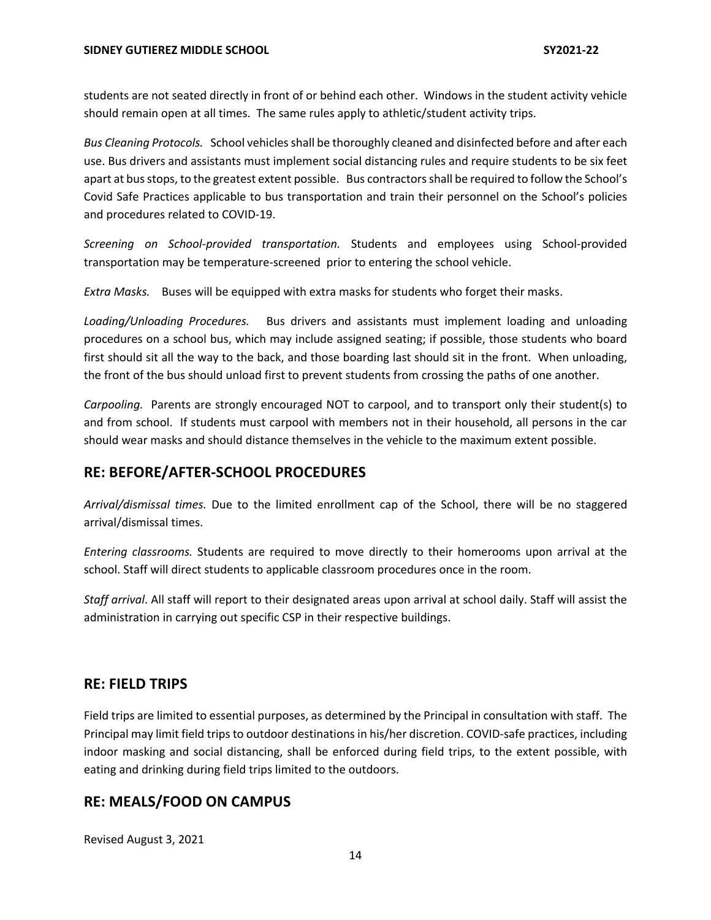students are not seated directly in front of or behind each other. Windows in the student activity vehicle should remain open at all times. The same rules apply to athletic/student activity trips.

*Bus Cleaning Protocols.* School vehicles shall be thoroughly cleaned and disinfected before and after each use. Bus drivers and assistants must implement social distancing rules and require students to be six feet apart at bus stops, to the greatest extent possible. Bus contractors shall be required to follow the School's Covid Safe Practices applicable to bus transportation and train their personnel on the School's policies and procedures related to COVID-19.

*Screening on School-provided transportation.* Students and employees using School-provided transportation may be temperature-screened prior to entering the school vehicle.

*Extra Masks.* Buses will be equipped with extra masks for students who forget their masks.

*Loading/Unloading Procedures.* Bus drivers and assistants must implement loading and unloading procedures on a school bus, which may include assigned seating; if possible, those students who board first should sit all the way to the back, and those boarding last should sit in the front. When unloading, the front of the bus should unload first to prevent students from crossing the paths of one another.

*Carpooling.* Parents are strongly encouraged NOT to carpool, and to transport only their student(s) to and from school. If students must carpool with members not in their household, all persons in the car should wear masks and should distance themselves in the vehicle to the maximum extent possible.

## RE: BEFORE/AFTER-SCHOOL PROCEDURES

*Arrival/dismissal times.* Due to the limited enrollment cap of the School, there will be no staggered arrival/dismissal times.

*Entering classrooms.* Students are required to move directly to their homerooms upon arrival at the school. Staff will direct students to applicable classroom procedures once in the room.

*Staff arrival*. All staff will report to their designated areas upon arrival at school daily. Staff will assist the administration in carrying out specific CSP in their respective buildings.

## RE: FIELD TRIPS

Field trips are limited to essential purposes, as determined by the Principal in consultation with staff. The Principal may limit field trips to outdoor destinations in his/her discretion. COVID-safe practices, including indoor masking and social distancing, shall be enforced during field trips, to the extent possible, with eating and drinking during field trips limited to the outdoors.

## RE: MEALS/FOOD ON CAMPUS

Revised August 3, 2021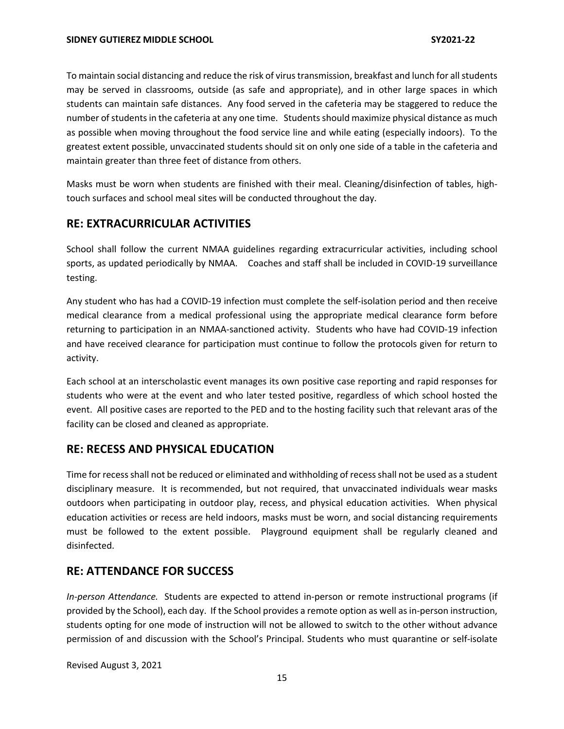To maintain social distancing and reduce the risk of virus transmission, breakfast and lunch for all students may be served in classrooms, outside (as safe and appropriate), and in other large spaces in which students can maintain safe distances. Any food served in the cafeteria may be staggered to reduce the number of students in the cafeteria at any one time. Students should maximize physical distance as much as possible when moving throughout the food service line and while eating (especially indoors). To the greatest extent possible, unvaccinated students should sit on only one side of a table in the cafeteria and maintain greater than three feet of distance from others.

Masks must be worn when students are finished with their meal. Cleaning/disinfection of tables, high-touch surfaces and school meal sites will be conducted throughout the day.

## RE: EXTRACURRICULAR ACTIVITIES

School shall follow the current NMAA guidelines regarding extracurricular activities, including school sports, as updated periodically by NMAA. Coaches and staff shall be included in COVID-19 surveillance testing.

Any student who has had a COVID-19 infection must complete the self-isolation period and then receive medical clearance from a medical professional using the appropriate medical clearance form before returning to participation in an NMAA-sanctioned activity. Students who have had COVID-19 infection and have received clearance for participation must continue to follow the protocols given for return to activity.

Each school at an interscholastic event manages its own positive case reporting and rapid responses for students who were at the event and who later tested positive, regardless of which school hosted the event. All positive cases are reported to the PED and to the hosting facility such that relevant aras of the facility can be closed and cleaned as appropriate.

## RE: RECESS AND PHYSICAL EDUCATION

Time for recess shall not be reduced or eliminated and withholding of recess shall not be used as a student disciplinary measure. It is recommended, but not required, that unvaccinated individuals wear masks outdoors when participating in outdoor play, recess, and physical education activities. When physical education activities or recess are held indoors, masks must be worn, and social distancing requirements must be followed to the extent possible. Playground equipment shall be regularly cleaned and disinfected.

## RE: ATTENDANCE FOR SUCCESS

*In-person Attendance.* Students are expected to attend in-person or remote instructional programs (if provided by the School), each day. If the School provides a remote option as well as in-person instruction, students opting for one mode of instruction will not be allowed to switch to the other without advance permission of and discussion with the School's Principal. Students who must quarantine or self-isolate

Revised August 3, 2021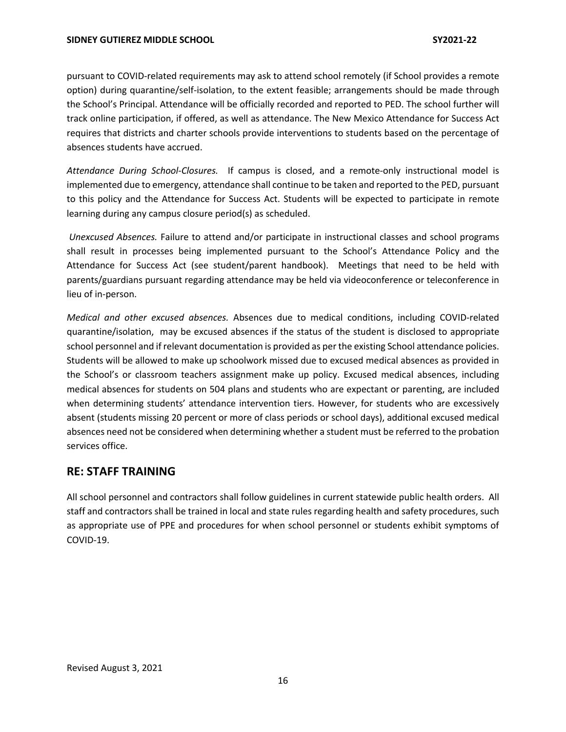pursuant to COVID-related requirements may ask to attend school remotely (if School provides a remote option) during quarantine/self-isolation, to the extent feasible; arrangements should be made through the School's Principal. Attendance will be officially recorded and reported to PED. The school further will track online participation, if offered, as well as attendance. The New Mexico Attendance for Success Act requires that districts and charter schools provide interventions to students based on the percentage of absences students have accrued.

*Attendance During School-Closures.* If campus is closed, and a remote-only instructional model is implemented due to emergency, attendance shall continue to be taken and reported to the PED, pursuant to this policy and the Attendance for Success Act. Students will be expected to participate in remote learning during any campus closure period(s) as scheduled.

*Unexcused Absences.* Failure to attend and/or participate in instructional classes and school programs shall result in processes being implemented pursuant to the School's Attendance Policy and the Attendance for Success Act (see student/parent handbook). Meetings that need to be held with parents/guardians pursuant regarding attendance may be held via videoconference or teleconference in lieu of in-person.

*Medical and other excused absences.* Absences due to medical conditions, including COVID-related quarantine/isolation, may be excused absences if the status of the student is disclosed to appropriate school personnel and if relevant documentation is provided as per the existing School attendance policies. Students will be allowed to make up schoolwork missed due to excused medical absences as provided in the School's or classroom teachers assignment make up policy. Excused medical absences, including medical absences for students on 504 plans and students who are expectant or parenting, are included when determining students' attendance intervention tiers. However, for students who are excessively absent (students missing 20 percent or more of class periods or school days), additional excused medical absences need not be considered when determining whether a student must be referred to the probation services office.

## RE: STAFF TRAINING

All school personnel and contractors shall follow guidelines in current statewide public health orders. All staff and contractors shall be trained in local and state rules regarding health and safety procedures, such as appropriate use of PPE and procedures for when school personnel or students exhibit symptoms of COVID-19.

Revised August 3, 2021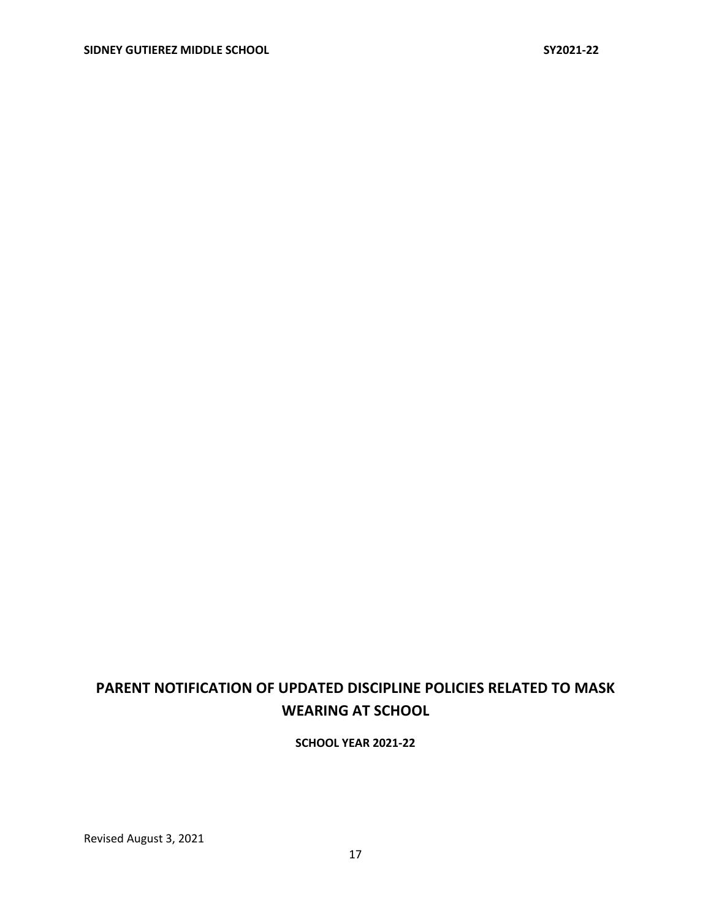# PARENT NOTIFICATION OF UPDATED DISCIPLINE POLICIES RELATED TO MASK WEARING AT SCHOOL

**SCHOOL YEAR 2021-22**

Revised August 3, 2021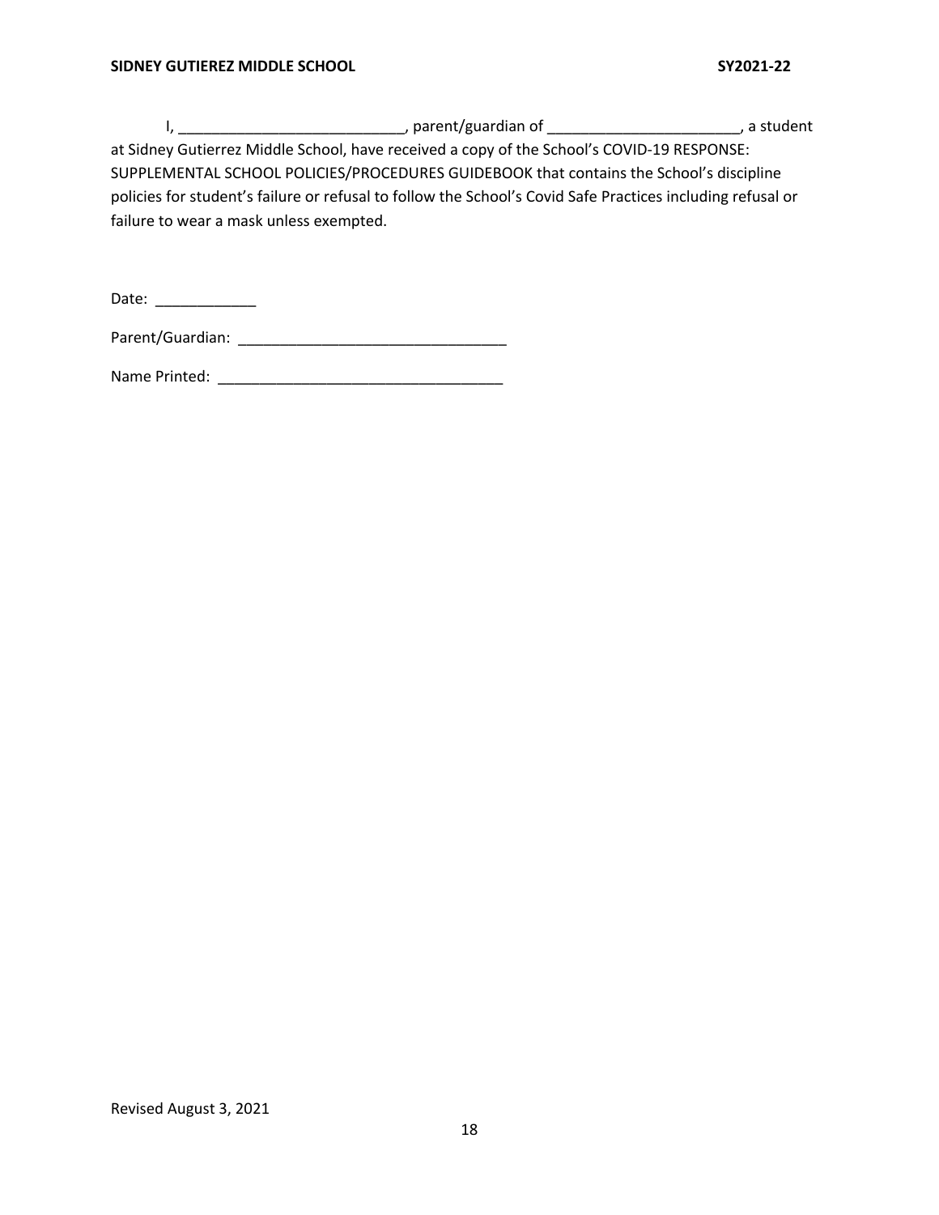I, ___________________________, parent/guardian of _______________________, a student at Sidney Gutierrez Middle School, have received a copy of the School's COVID-19 RESPONSE: SUPPLEMENTAL SCHOOL POLICIES/PROCEDURES GUIDEBOOK that contains the School's discipline policies for student's failure or refusal to follow the School's Covid Safe Practices including refusal or failure to wear a mask unless exempted.

Date: ____________

Parent/Guardian: ________________________________

Name Printed: __________________________________

Revised August 3, 2021